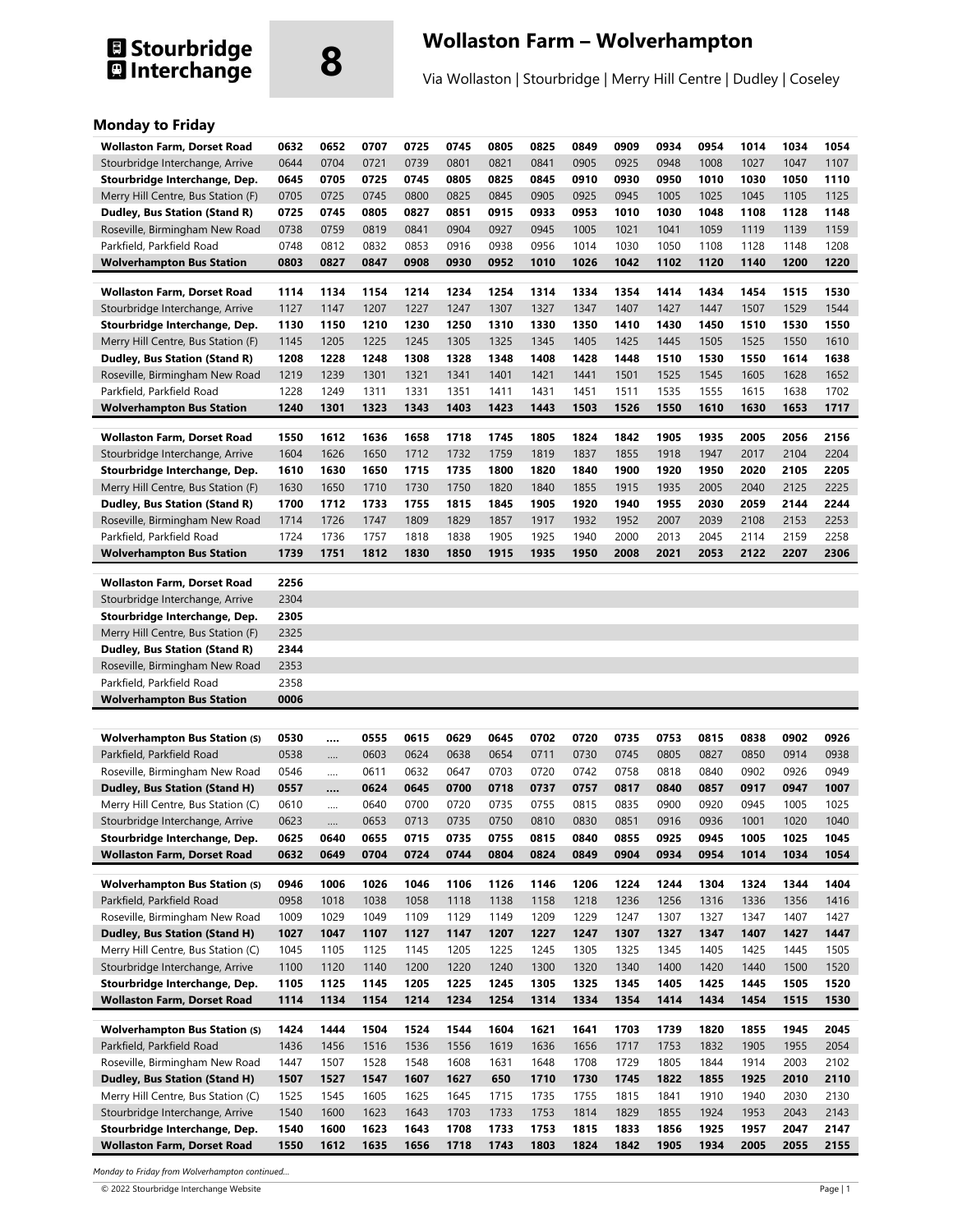# Stourbridge Interchange

# 8

## Wollaston Farm – Wolverhampton

Via Wollaston | Stourbridge | Merry Hill Centre | Dudley | Coseley

### Monday to Friday

| **Wollaston Farm, Dorset Road** | **0632** | **0652** | **0707** | **0725** | **0745** | **0805** | **0825** | **0849** | **0909** | **0934** | **0954** | **1014** | **1034** | **1054** |
|---|---|---|---|---|---|---|---|---|---|---|---|---|---|---|
| Stourbridge Interchange, Arrive | 0644 | 0704 | 0721 | 0739 | 0801 | 0821 | 0841 | 0905 | 0925 | 0948 | 1008 | 1027 | 1047 | 1107 |
| **Stourbridge Interchange, Dep.** | **0645** | **0705** | **0725** | **0745** | **0805** | **0825** | **0845** | **0910** | **0930** | **0950** | **1010** | **1030** | **1050** | **1110** |
| Merry Hill Centre, Bus Station (F) | 0705 | 0725 | 0745 | 0800 | 0825 | 0845 | 0905 | 0925 | 0945 | 1005 | 1025 | 1045 | 1105 | 1125 |
| **Dudley, Bus Station (Stand R)** | **0725** | **0745** | **0805** | **0827** | **0851** | **0915** | **0933** | **0953** | **1010** | **1030** | **1048** | **1108** | **1128** | **1148** |
| Roseville, Birmingham New Road | 0738 | 0759 | 0819 | 0841 | 0904 | 0927 | 0945 | 1005 | 1021 | 1041 | 1059 | 1119 | 1139 | 1159 |
| Parkfield, Parkfield Road | 0748 | 0812 | 0832 | 0853 | 0916 | 0938 | 0956 | 1014 | 1030 | 1050 | 1108 | 1128 | 1148 | 1208 |
| **Wolverhampton Bus Station** | **0803** | **0827** | **0847** | **0908** | **0930** | **0952** | **1010** | **1026** | **1042** | **1102** | **1120** | **1140** | **1200** | **1220** |

| **Wollaston Farm, Dorset Road** | **1114** | **1134** | **1154** | **1214** | **1234** | **1254** | **1314** | **1334** | **1354** | **1414** | **1434** | **1454** | **1515** | **1530** |
|---|---|---|---|---|---|---|---|---|---|---|---|---|---|---|
| Stourbridge Interchange, Arrive | 1127 | 1147 | 1207 | 1227 | 1247 | 1307 | 1327 | 1347 | 1407 | 1427 | 1447 | 1507 | 1529 | 1544 |
| **Stourbridge Interchange, Dep.** | **1130** | **1150** | **1210** | **1230** | **1250** | **1310** | **1330** | **1350** | **1410** | **1430** | **1450** | **1510** | **1530** | **1550** |
| Merry Hill Centre, Bus Station (F) | 1145 | 1205 | 1225 | 1245 | 1305 | 1325 | 1345 | 1405 | 1425 | 1445 | 1505 | 1525 | 1550 | 1610 |
| **Dudley, Bus Station (Stand R)** | **1208** | **1228** | **1248** | **1308** | **1328** | **1348** | **1408** | **1428** | **1448** | **1510** | **1530** | **1550** | **1614** | **1638** |
| Roseville, Birmingham New Road | 1219 | 1239 | 1301 | 1321 | 1341 | 1401 | 1421 | 1441 | 1501 | 1525 | 1545 | 1605 | 1628 | 1652 |
| Parkfield, Parkfield Road | 1228 | 1249 | 1311 | 1331 | 1351 | 1411 | 1431 | 1451 | 1511 | 1535 | 1555 | 1615 | 1638 | 1702 |
| **Wolverhampton Bus Station** | **1240** | **1301** | **1323** | **1343** | **1403** | **1423** | **1443** | **1503** | **1526** | **1550** | **1610** | **1630** | **1653** | **1717** |

| **Wollaston Farm, Dorset Road** | **1550** | **1612** | **1636** | **1658** | **1718** | **1745** | **1805** | **1824** | **1842** | **1905** | **1935** | **2005** | **2056** | **2156** |
|---|---|---|---|---|---|---|---|---|---|---|---|---|---|---|
| Stourbridge Interchange, Arrive | 1604 | 1626 | 1650 | 1712 | 1732 | 1759 | 1819 | 1837 | 1855 | 1918 | 1947 | 2017 | 2104 | 2204 |
| **Stourbridge Interchange, Dep.** | **1610** | **1630** | **1650** | **1715** | **1735** | **1800** | **1820** | **1840** | **1900** | **1920** | **1950** | **2020** | **2105** | **2205** |
| Merry Hill Centre, Bus Station (F) | 1630 | 1650 | 1710 | 1730 | 1750 | 1820 | 1840 | 1855 | 1915 | 1935 | 2005 | 2040 | 2125 | 2225 |
| **Dudley, Bus Station (Stand R)** | **1700** | **1712** | **1733** | **1755** | **1815** | **1845** | **1905** | **1920** | **1940** | **1955** | **2030** | **2059** | **2144** | **2244** |
| Roseville, Birmingham New Road | 1714 | 1726 | 1747 | 1809 | 1829 | 1857 | 1917 | 1932 | 1952 | 2007 | 2039 | 2108 | 2153 | 2253 |
| Parkfield, Parkfield Road | 1724 | 1736 | 1757 | 1818 | 1838 | 1905 | 1925 | 1940 | 2000 | 2013 | 2045 | 2114 | 2159 | 2258 |
| **Wolverhampton Bus Station** | **1739** | **1751** | **1812** | **1830** | **1850** | **1915** | **1935** | **1950** | **2008** | **2021** | **2053** | **2122** | **2207** | **2306** |

| **Wollaston Farm, Dorset Road** | **2256** |
|---|---|
| Stourbridge Interchange, Arrive | 2304 |
| **Stourbridge Interchange, Dep.** | **2305** |
| Merry Hill Centre, Bus Station (F) | 2325 |
| **Dudley, Bus Station (Stand R)** | **2344** |
| Roseville, Birmingham New Road | 2353 |
| Parkfield, Parkfield Road | 2358 |
| **Wolverhampton Bus Station** | **0006** |

| **Wolverhampton Bus Station (S)** | **0530** | **....** | **0555** | **0615** | **0629** | **0645** | **0702** | **0720** | **0735** | **0753** | **0815** | **0838** | **0902** | **0926** |
|---|---|---|---|---|---|---|---|---|---|---|---|---|---|---|
| Parkfield, Parkfield Road | 0538 | .... | 0603 | 0624 | 0638 | 0654 | 0711 | 0730 | 0745 | 0805 | 0827 | 0850 | 0914 | 0938 |
| Roseville, Birmingham New Road | 0546 | .... | 0611 | 0632 | 0647 | 0703 | 0720 | 0742 | 0758 | 0818 | 0840 | 0902 | 0926 | 0949 |
| **Dudley, Bus Station (Stand H)** | **0557** | **....** | **0624** | **0645** | **0700** | **0718** | **0737** | **0757** | **0817** | **0840** | **0857** | **0917** | **0947** | **1007** |
| Merry Hill Centre, Bus Station (C) | 0610 | .... | 0640 | 0700 | 0720 | 0735 | 0755 | 0815 | 0835 | 0900 | 0920 | 0945 | 1005 | 1025 |
| Stourbridge Interchange, Arrive | 0623 | .... | 0653 | 0713 | 0735 | 0750 | 0810 | 0830 | 0851 | 0916 | 0936 | 1001 | 1020 | 1040 |
| **Stourbridge Interchange, Dep.** | **0625** | **0640** | **0655** | **0715** | **0735** | **0755** | **0815** | **0840** | **0855** | **0925** | **0945** | **1005** | **1025** | **1045** |
| **Wollaston Farm, Dorset Road** | **0632** | **0649** | **0704** | **0724** | **0744** | **0804** | **0824** | **0849** | **0904** | **0934** | **0954** | **1014** | **1034** | **1054** |

| **Wolverhampton Bus Station (S)** | **0946** | **1006** | **1026** | **1046** | **1106** | **1126** | **1146** | **1206** | **1224** | **1244** | **1304** | **1324** | **1344** | **1404** |
|---|---|---|---|---|---|---|---|---|---|---|---|---|---|---|
| Parkfield, Parkfield Road | 0958 | 1018 | 1038 | 1058 | 1118 | 1138 | 1158 | 1218 | 1236 | 1256 | 1316 | 1336 | 1356 | 1416 |
| Roseville, Birmingham New Road | 1009 | 1029 | 1049 | 1109 | 1129 | 1149 | 1209 | 1229 | 1247 | 1307 | 1327 | 1347 | 1407 | 1427 |
| **Dudley, Bus Station (Stand H)** | **1027** | **1047** | **1107** | **1127** | **1147** | **1207** | **1227** | **1247** | **1307** | **1327** | **1347** | **1407** | **1427** | **1447** |
| Merry Hill Centre, Bus Station (C) | 1045 | 1105 | 1125 | 1145 | 1205 | 1225 | 1245 | 1305 | 1325 | 1345 | 1405 | 1425 | 1445 | 1505 |
| Stourbridge Interchange, Arrive | 1100 | 1120 | 1140 | 1200 | 1220 | 1240 | 1300 | 1320 | 1340 | 1400 | 1420 | 1440 | 1500 | 1520 |
| **Stourbridge Interchange, Dep.** | **1105** | **1125** | **1145** | **1205** | **1225** | **1245** | **1305** | **1325** | **1345** | **1405** | **1425** | **1445** | **1505** | **1520** |
| **Wollaston Farm, Dorset Road** | **1114** | **1134** | **1154** | **1214** | **1234** | **1254** | **1314** | **1334** | **1354** | **1414** | **1434** | **1454** | **1515** | **1530** |

| **Wolverhampton Bus Station (S)** | **1424** | **1444** | **1504** | **1524** | **1544** | **1604** | **1621** | **1641** | **1703** | **1739** | **1820** | **1855** | **1945** | **2045** |
|---|---|---|---|---|---|---|---|---|---|---|---|---|---|---|
| Parkfield, Parkfield Road | 1436 | 1456 | 1516 | 1536 | 1556 | 1619 | 1636 | 1656 | 1717 | 1753 | 1832 | 1905 | 1955 | 2054 |
| Roseville, Birmingham New Road | 1447 | 1507 | 1528 | 1548 | 1608 | 1631 | 1648 | 1708 | 1729 | 1805 | 1844 | 1914 | 2003 | 2102 |
| **Dudley, Bus Station (Stand H)** | **1507** | **1527** | **1547** | **1607** | **1627** | **650** | **1710** | **1730** | **1745** | **1822** | **1855** | **1925** | **2010** | **2110** |
| Merry Hill Centre, Bus Station (C) | 1525 | 1545 | 1605 | 1625 | 1645 | 1715 | 1735 | 1755 | 1815 | 1841 | 1910 | 1940 | 2030 | 2130 |
| Stourbridge Interchange, Arrive | 1540 | 1600 | 1623 | 1643 | 1703 | 1733 | 1753 | 1814 | 1829 | 1855 | 1924 | 1953 | 2043 | 2143 |
| **Stourbridge Interchange, Dep.** | **1540** | **1600** | **1623** | **1643** | **1708** | **1733** | **1753** | **1815** | **1833** | **1856** | **1925** | **1957** | **2047** | **2147** |
| **Wollaston Farm, Dorset Road** | **1550** | **1612** | **1635** | **1656** | **1718** | **1743** | **1803** | **1824** | **1842** | **1905** | **1934** | **2005** | **2055** | **2155** |

*Monday to Friday from Wolverhampton continued...*

© 2022 Stourbridge Interchange Website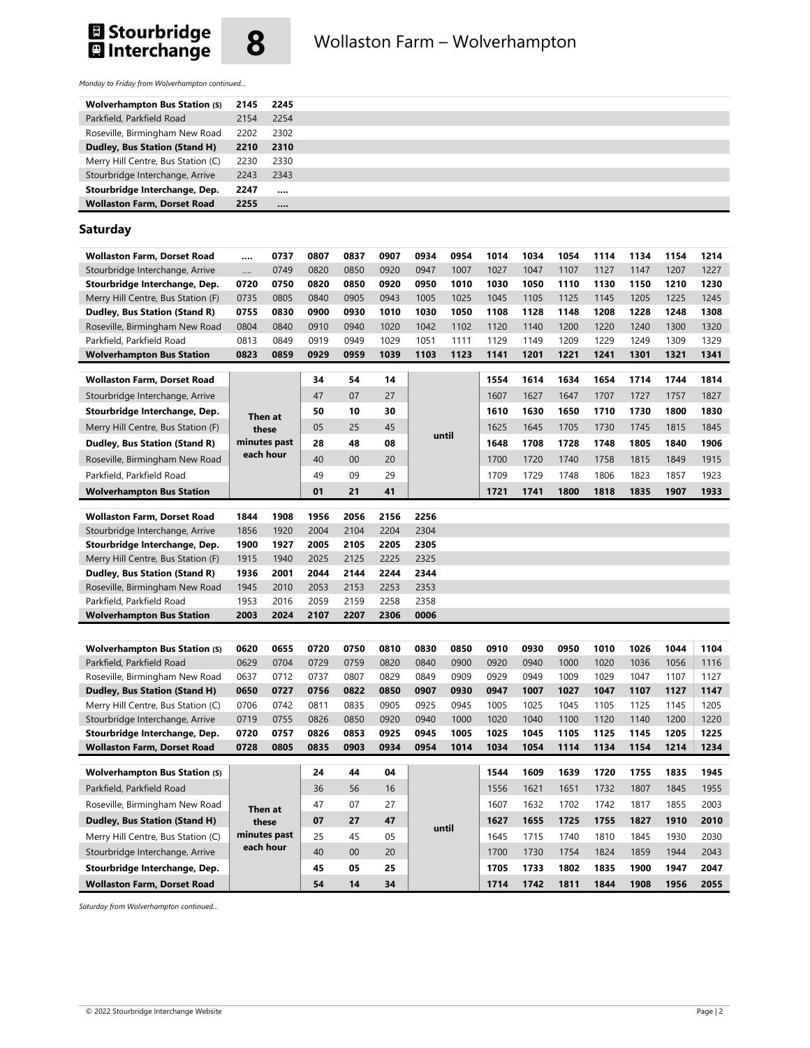*Monday to Friday from Wolverhampton continued...*

| **Wolverhampton Bus Station (S)** | **2145** | **2245** |
|---|---|---|
| Parkfield, Parkfield Road | 2154 | 2254 |
| Roseville, Birmingham New Road | 2202 | 2302 |
| **Dudley, Bus Station (Stand H)** | **2210** | **2310** |
| Merry Hill Centre, Bus Station (C) | 2230 | 2330 |
| Stourbridge Interchange, Arrive | 2243 | 2343 |
| **Stourbridge Interchange, Dep.** | **2247** | **....** |
| **Wollaston Farm, Dorset Road** | **2255** | **....** |

## Saturday

| **Wollaston Farm, Dorset Road** | **....** | **0737** | **0807** | **0837** | **0907** | **0934** | **0954** | **1014** | **1034** | **1054** | **1114** | **1134** | **1154** | **1214** |
|---|---|---|---|---|---|---|---|---|---|---|---|---|---|---|
| Stourbridge Interchange, Arrive | .... | 0749 | 0820 | 0850 | 0920 | 0947 | 1007 | 1027 | 1047 | 1107 | 1127 | 1147 | 1207 | 1227 |
| **Stourbridge Interchange, Dep.** | **0720** | **0750** | **0820** | **0850** | **0920** | **0950** | **1010** | **1030** | **1050** | **1110** | **1130** | **1150** | **1210** | **1230** |
| Merry Hill Centre, Bus Station (F) | 0735 | 0805 | 0840 | 0905 | 0943 | 1005 | 1025 | 1045 | 1105 | 1125 | 1145 | 1205 | 1225 | 1245 |
| **Dudley, Bus Station (Stand R)** | **0755** | **0830** | **0900** | **0930** | **1010** | **1030** | **1050** | **1108** | **1128** | **1148** | **1208** | **1228** | **1248** | **1308** |
| Roseville, Birmingham New Road | 0804 | 0840 | 0910 | 0940 | 1020 | 1042 | 1102 | 1120 | 1140 | 1200 | 1220 | 1240 | 1300 | 1320 |
| Parkfield, Parkfield Road | 0813 | 0849 | 0919 | 0949 | 1029 | 1051 | 1111 | 1129 | 1149 | 1209 | 1229 | 1249 | 1309 | 1329 |
| **Wolverhampton Bus Station** | **0823** | **0859** | **0929** | **0959** | **1039** | **1103** | **1123** | **1141** | **1201** | **1221** | **1241** | **1301** | **1321** | **1341** |

| **Wollaston Farm, Dorset Road** | Then at these minutes past each hour | **34** | **54** | **14** | until | **1554** | **1614** | **1634** | **1654** | **1714** | **1744** | **1814** |
|---|---|---|---|---|---|---|---|---|---|---|---|---|
| Stourbridge Interchange, Arrive | | 47 | 07 | 27 | | 1607 | 1627 | 1647 | 1707 | 1727 | 1757 | 1827 |
| **Stourbridge Interchange, Dep.** | | **50** | **10** | **30** | | **1610** | **1630** | **1650** | **1710** | **1730** | **1800** | **1830** |
| Merry Hill Centre, Bus Station (F) | | 05 | 25 | 45 | | 1625 | 1645 | 1705 | 1730 | 1745 | 1815 | 1845 |
| **Dudley, Bus Station (Stand R)** | | **28** | **48** | **08** | | **1648** | **1708** | **1728** | **1748** | **1805** | **1840** | **1906** |
| Roseville, Birmingham New Road | | 40 | 00 | 20 | | 1700 | 1720 | 1740 | 1758 | 1815 | 1849 | 1915 |
| Parkfield, Parkfield Road | | 49 | 09 | 29 | | 1709 | 1729 | 1748 | 1806 | 1823 | 1857 | 1923 |
| **Wolverhampton Bus Station** | | **01** | **21** | **41** | | **1721** | **1741** | **1800** | **1818** | **1835** | **1907** | **1933** |

| **Wollaston Farm, Dorset Road** | **1844** | **1908** | **1956** | **2056** | **2156** | **2256** |
|---|---|---|---|---|---|---|
| Stourbridge Interchange, Arrive | 1856 | 1920 | 2004 | 2104 | 2204 | 2304 |
| **Stourbridge Interchange, Dep.** | **1900** | **1927** | **2005** | **2105** | **2205** | **2305** |
| Merry Hill Centre, Bus Station (F) | 1915 | 1940 | 2025 | 2125 | 2225 | 2325 |
| **Dudley, Bus Station (Stand R)** | **1936** | **2001** | **2044** | **2144** | **2244** | **2344** |
| Roseville, Birmingham New Road | 1945 | 2010 | 2053 | 2153 | 2253 | 2353 |
| Parkfield, Parkfield Road | 1953 | 2016 | 2059 | 2159 | 2258 | 2358 |
| **Wolverhampton Bus Station** | **2003** | **2024** | **2107** | **2207** | **2306** | **0006** |

| **Wolverhampton Bus Station (S)** | **0620** | **0655** | **0720** | **0750** | **0810** | **0830** | **0850** | **0910** | **0930** | **0950** | **1010** | **1026** | **1044** | **1104** |
|---|---|---|---|---|---|---|---|---|---|---|---|---|---|---|
| Parkfield, Parkfield Road | 0629 | 0704 | 0729 | 0759 | 0820 | 0840 | 0900 | 0920 | 0940 | 1000 | 1020 | 1036 | 1056 | 1116 |
| Roseville, Birmingham New Road | 0637 | 0712 | 0737 | 0807 | 0829 | 0849 | 0909 | 0929 | 0949 | 1009 | 1029 | 1047 | 1107 | 1127 |
| **Dudley, Bus Station (Stand H)** | **0650** | **0727** | **0756** | **0822** | **0850** | **0907** | **0930** | **0947** | **1007** | **1027** | **1047** | **1107** | **1127** | **1147** |
| Merry Hill Centre, Bus Station (C) | 0706 | 0742 | 0811 | 0835 | 0905 | 0925 | 0945 | 1005 | 1025 | 1045 | 1105 | 1125 | 1145 | 1205 |
| Stourbridge Interchange, Arrive | 0719 | 0755 | 0826 | 0850 | 0920 | 0940 | 1000 | 1020 | 1040 | 1100 | 1120 | 1140 | 1200 | 1220 |
| **Stourbridge Interchange, Dep.** | **0720** | **0757** | **0826** | **0853** | **0925** | **0945** | **1005** | **1025** | **1045** | **1105** | **1125** | **1145** | **1205** | **1225** |
| **Wollaston Farm, Dorset Road** | **0728** | **0805** | **0835** | **0903** | **0934** | **0954** | **1014** | **1034** | **1054** | **1114** | **1134** | **1154** | **1214** | **1234** |

| **Wolverhampton Bus Station (S)** | Then at these minutes past each hour | **24** | **44** | **04** | until | **1544** | **1609** | **1639** | **1720** | **1755** | **1835** | **1945** |
|---|---|---|---|---|---|---|---|---|---|---|---|---|
| Parkfield, Parkfield Road | | 36 | 56 | 16 | | 1556 | 1621 | 1651 | 1732 | 1807 | 1845 | 1955 |
| Roseville, Birmingham New Road | | 47 | 07 | 27 | | 1607 | 1632 | 1702 | 1742 | 1817 | 1855 | 2003 |
| **Dudley, Bus Station (Stand H)** | | **07** | **27** | **47** | | **1627** | **1655** | **1725** | **1755** | **1827** | **1910** | **2010** |
| Merry Hill Centre, Bus Station (C) | | 25 | 45 | 05 | | 1645 | 1715 | 1740 | 1810 | 1845 | 1930 | 2030 |
| Stourbridge Interchange, Arrive | | 40 | 00 | 20 | | 1700 | 1730 | 1754 | 1824 | 1859 | 1944 | 2043 |
| **Stourbridge Interchange, Dep.** | | **45** | **05** | **25** | | **1705** | **1733** | **1802** | **1835** | **1900** | **1947** | **2047** |
| **Wollaston Farm, Dorset Road** | | **54** | **14** | **34** | | **1714** | **1742** | **1811** | **1844** | **1908** | **1956** | **2055** |

*Saturday from Wolverhampton continued...*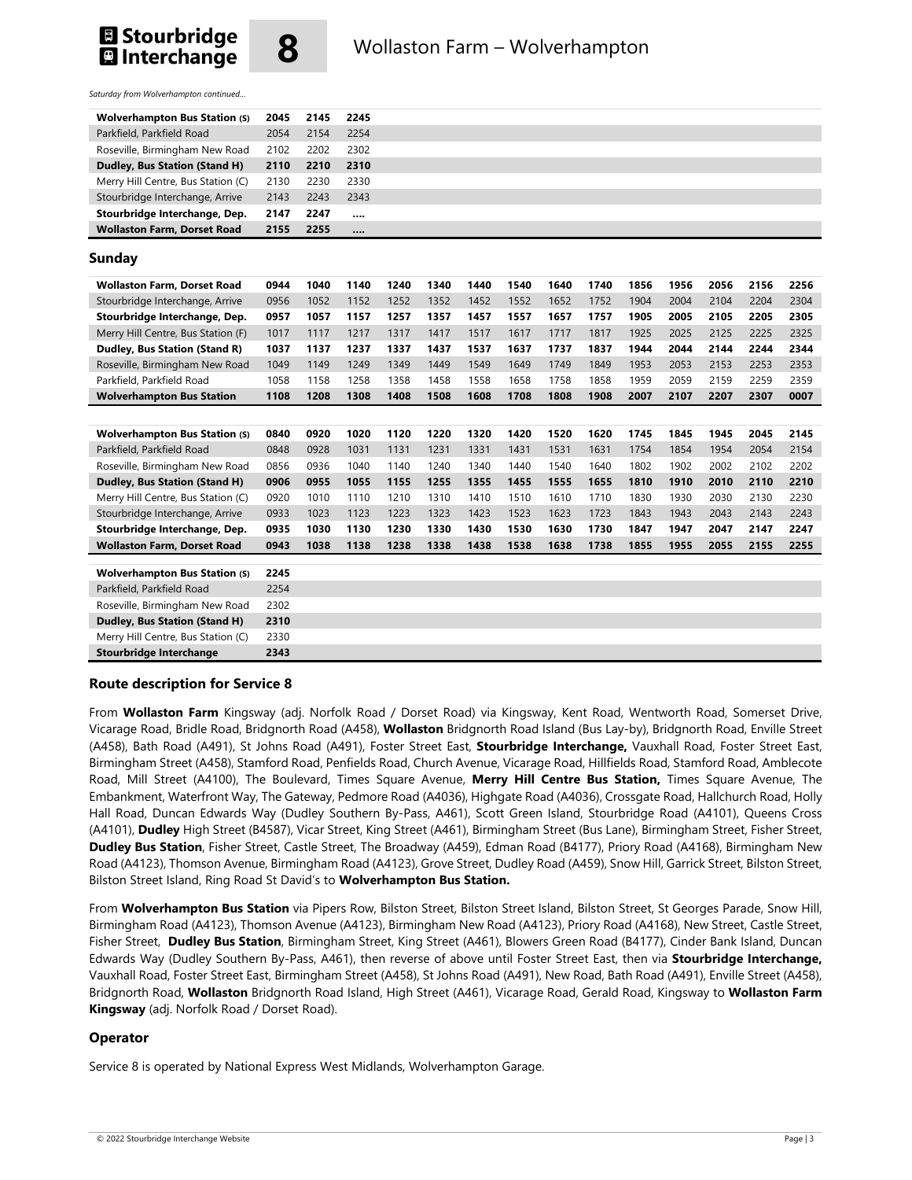*Saturday from Wolverhampton continued...*

| **Wolverhampton Bus Station (S)** | **2045** | **2145** | **2245** |
|---|---|---|---|
| Parkfield, Parkfield Road | 2054 | 2154 | 2254 |
| Roseville, Birmingham New Road | 2102 | 2202 | 2302 |
| **Dudley, Bus Station (Stand H)** | **2110** | **2210** | **2310** |
| Merry Hill Centre, Bus Station (C) | 2130 | 2230 | 2330 |
| Stourbridge Interchange, Arrive | 2143 | 2243 | 2343 |
| **Stourbridge Interchange, Dep.** | **2147** | **2247** | **....** |
| **Wollaston Farm, Dorset Road** | **2155** | **2255** | **....** |

## Sunday

| **Wollaston Farm, Dorset Road** | **0944** | **1040** | **1140** | **1240** | **1340** | **1440** | **1540** | **1640** | **1740** | **1856** | **1956** | **2056** | **2156** | **2256** |
|---|---|---|---|---|---|---|---|---|---|---|---|---|---|---|
| Stourbridge Interchange, Arrive | 0956 | 1052 | 1152 | 1252 | 1352 | 1452 | 1552 | 1652 | 1752 | 1904 | 2004 | 2104 | 2204 | 2304 |
| **Stourbridge Interchange, Dep.** | **0957** | **1057** | **1157** | **1257** | **1357** | **1457** | **1557** | **1657** | **1757** | **1905** | **2005** | **2105** | **2205** | **2305** |
| Merry Hill Centre, Bus Station (F) | 1017 | 1117 | 1217 | 1317 | 1417 | 1517 | 1617 | 1717 | 1817 | 1925 | 2025 | 2125 | 2225 | 2325 |
| **Dudley, Bus Station (Stand R)** | **1037** | **1137** | **1237** | **1337** | **1437** | **1537** | **1637** | **1737** | **1837** | **1944** | **2044** | **2144** | **2244** | **2344** |
| Roseville, Birmingham New Road | 1049 | 1149 | 1249 | 1349 | 1449 | 1549 | 1649 | 1749 | 1849 | 1953 | 2053 | 2153 | 2253 | 2353 |
| Parkfield, Parkfield Road | 1058 | 1158 | 1258 | 1358 | 1458 | 1558 | 1658 | 1758 | 1858 | 1959 | 2059 | 2159 | 2259 | 2359 |
| **Wolverhampton Bus Station** | **1108** | **1208** | **1308** | **1408** | **1508** | **1608** | **1708** | **1808** | **1908** | **2007** | **2107** | **2207** | **2307** | **0007** |

| **Wolverhampton Bus Station (S)** | **0840** | **0920** | **1020** | **1120** | **1220** | **1320** | **1420** | **1520** | **1620** | **1745** | **1845** | **1945** | **2045** | **2145** |
|---|---|---|---|---|---|---|---|---|---|---|---|---|---|---|
| Parkfield, Parkfield Road | 0848 | 0928 | 1031 | 1131 | 1231 | 1331 | 1431 | 1531 | 1631 | 1754 | 1854 | 1954 | 2054 | 2154 |
| Roseville, Birmingham New Road | 0856 | 0936 | 1040 | 1140 | 1240 | 1340 | 1440 | 1540 | 1640 | 1802 | 1902 | 2002 | 2102 | 2202 |
| **Dudley, Bus Station (Stand H)** | **0906** | **0955** | **1055** | **1155** | **1255** | **1355** | **1455** | **1555** | **1655** | **1810** | **1910** | **2010** | **2110** | **2210** |
| Merry Hill Centre, Bus Station (C) | 0920 | 1010 | 1110 | 1210 | 1310 | 1410 | 1510 | 1610 | 1710 | 1830 | 1930 | 2030 | 2130 | 2230 |
| Stourbridge Interchange, Arrive | 0933 | 1023 | 1123 | 1223 | 1323 | 1423 | 1523 | 1623 | 1723 | 1843 | 1943 | 2043 | 2143 | 2243 |
| **Stourbridge Interchange, Dep.** | **0935** | **1030** | **1130** | **1230** | **1330** | **1430** | **1530** | **1630** | **1730** | **1847** | **1947** | **2047** | **2147** | **2247** |
| **Wollaston Farm, Dorset Road** | **0943** | **1038** | **1138** | **1238** | **1338** | **1438** | **1538** | **1638** | **1738** | **1855** | **1955** | **2055** | **2155** | **2255** |

| **Wolverhampton Bus Station (S)** | **2245** |
|---|---|
| Parkfield, Parkfield Road | 2254 |
| Roseville, Birmingham New Road | 2302 |
| **Dudley, Bus Station (Stand H)** | **2310** |
| Merry Hill Centre, Bus Station (C) | 2330 |
| **Stourbridge Interchange** | **2343** |

### Route description for Service 8

From **Wollaston Farm** Kingsway (adj. Norfolk Road / Dorset Road) via Kingsway, Kent Road, Wentworth Road, Somerset Drive, Vicarage Road, Bridle Road, Bridgnorth Road (A458), **Wollaston** Bridgnorth Road Island (Bus Lay-by), Bridgnorth Road, Enville Street (A458), Bath Road (A491), St Johns Road (A491), Foster Street East, **Stourbridge Interchange,** Vauxhall Road, Foster Street East, Birmingham Street (A458), Stamford Road, Penfields Road, Church Avenue, Vicarage Road, Hillfields Road, Stamford Road, Amblecote Road, Mill Street (A4100), The Boulevard, Times Square Avenue, **Merry Hill Centre Bus Station,** Times Square Avenue, The Embankment, Waterfront Way, The Gateway, Pedmore Road (A4036), Highgate Road (A4036), Crossgate Road, Hallchurch Road, Holly Hall Road, Duncan Edwards Way (Dudley Southern By-Pass, A461), Scott Green Island, Stourbridge Road (A4101), Queens Cross (A4101), **Dudley** High Street (B4587), Vicar Street, King Street (A461), Birmingham Street (Bus Lane), Birmingham Street, Fisher Street, **Dudley Bus Station**, Fisher Street, Castle Street, The Broadway (A459), Edman Road (B4177), Priory Road (A4168), Birmingham New Road (A4123), Thomson Avenue, Birmingham Road (A4123), Grove Street, Dudley Road (A459), Snow Hill, Garrick Street, Bilston Street, Bilston Street Island, Ring Road St David's to **Wolverhampton Bus Station.**

From **Wolverhampton Bus Station** via Pipers Row, Bilston Street, Bilston Street Island, Bilston Street, St Georges Parade, Snow Hill, Birmingham Road (A4123), Thomson Avenue (A4123), Birmingham New Road (A4123), Priory Road (A4168), New Street, Castle Street, Fisher Street, **Dudley Bus Station**, Birmingham Street, King Street (A461), Blowers Green Road (B4177), Cinder Bank Island, Duncan Edwards Way (Dudley Southern By-Pass, A461), then reverse of above until Foster Street East, then via **Stourbridge Interchange,** Vauxhall Road, Foster Street East, Birmingham Street (A458), St Johns Road (A491), New Road, Bath Road (A491), Enville Street (A458), Bridgnorth Road, **Wollaston** Bridgnorth Road Island, High Street (A461), Vicarage Road, Gerald Road, Kingsway to **Wollaston Farm Kingsway** (adj. Norfolk Road / Dorset Road).

### Operator

Service 8 is operated by National Express West Midlands, Wolverhampton Garage.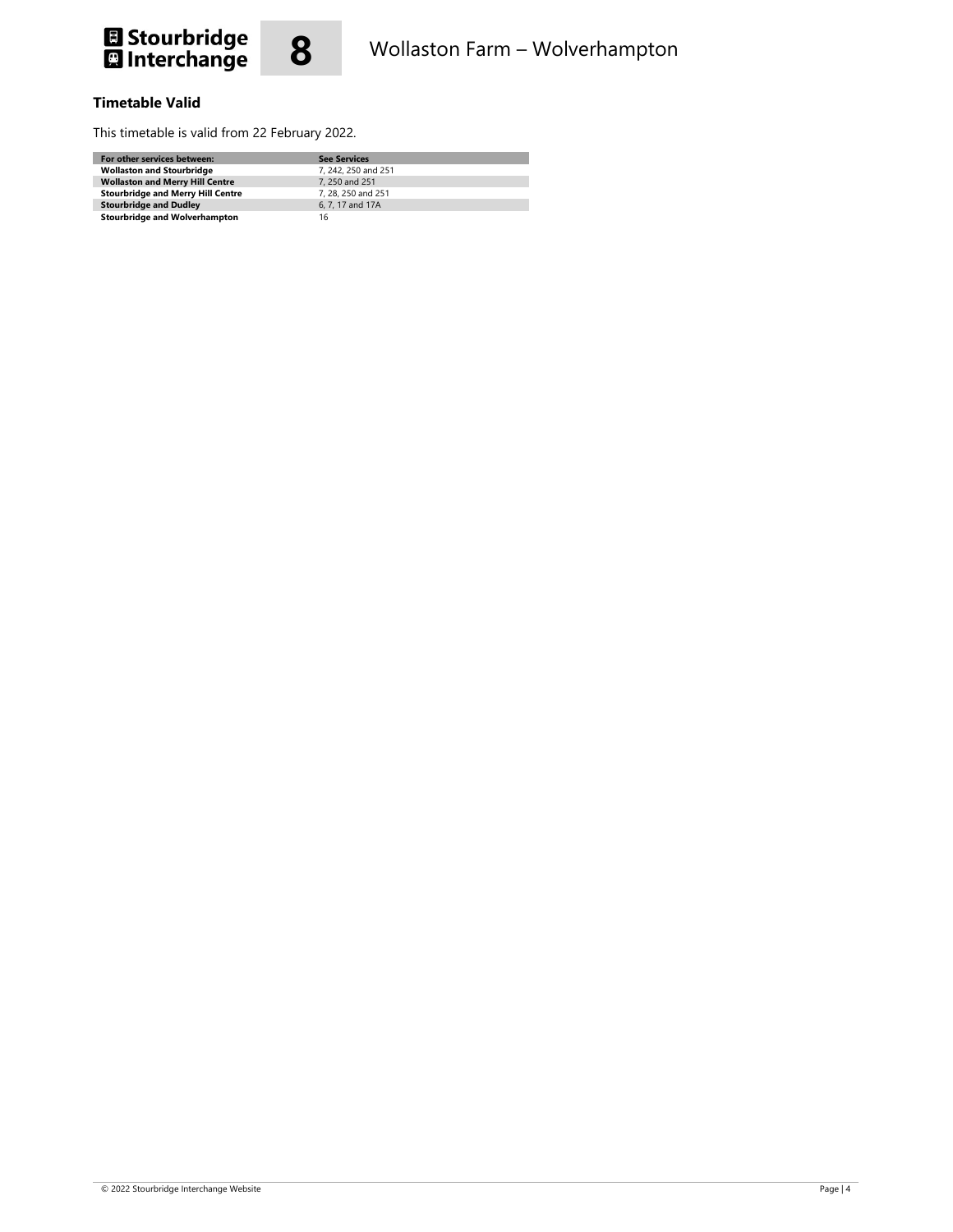# Stourbridge Interchange

## 8 Wollaston Farm – Wolverhampton

### Timetable Valid

This timetable is valid from 22 February 2022.

| For other services between: | See Services |
| --- | --- |
| **Wollaston and Stourbridge** | 7, 242, 250 and 251 |
| **Wollaston and Merry Hill Centre** | 7, 250 and 251 |
| **Stourbridge and Merry Hill Centre** | 7, 28, 250 and 251 |
| **Stourbridge and Dudley** | 6, 7, 17 and 17A |
| **Stourbridge and Wolverhampton** | 16 |

© 2022 Stourbridge Interchange Website